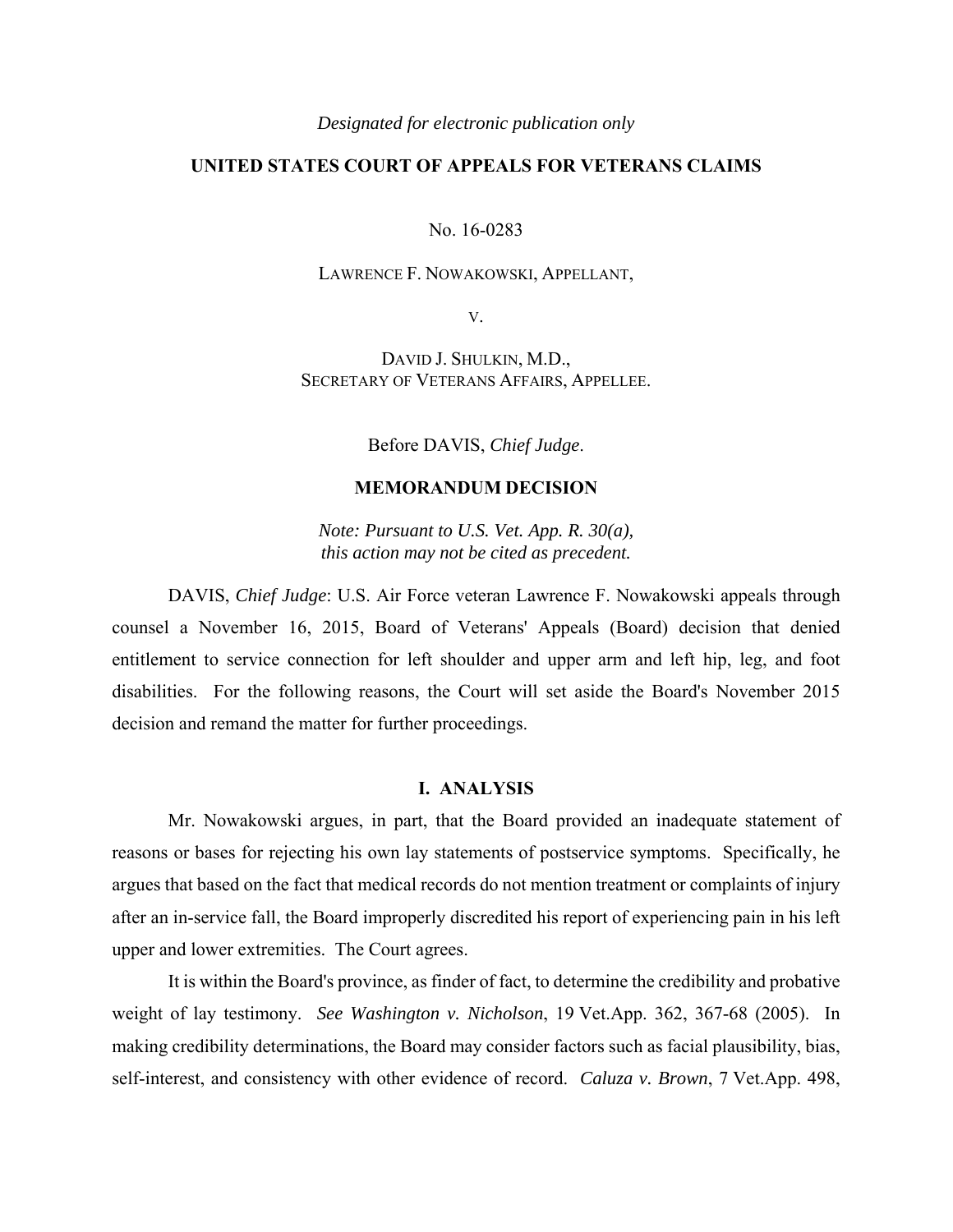*Designated for electronic publication only*

**UNITED STATES COURT OF APPEALS FOR VETERANS CLAIMS**

No. 16-0283

LAWRENCE F. NOWAKOWSKI, APPELLANT,

V.

DAVID J. SHULKIN, M.D.,
SECRETARY OF VETERANS AFFAIRS, APPELLEE.

Before DAVIS, *Chief Judge*.

**MEMORANDUM DECISION**

*Note: Pursuant to U.S. Vet. App. R. 30(a), this action may not be cited as precedent.*

DAVIS, *Chief Judge*: U.S. Air Force veteran Lawrence F. Nowakowski appeals through counsel a November 16, 2015, Board of Veterans' Appeals (Board) decision that denied entitlement to service connection for left shoulder and upper arm and left hip, leg, and foot disabilities. For the following reasons, the Court will set aside the Board's November 2015 decision and remand the matter for further proceedings.

## I. ANALYSIS

Mr. Nowakowski argues, in part, that the Board provided an inadequate statement of reasons or bases for rejecting his own lay statements of postservice symptoms. Specifically, he argues that based on the fact that medical records do not mention treatment or complaints of injury after an in-service fall, the Board improperly discredited his report of experiencing pain in his left upper and lower extremities. The Court agrees.

It is within the Board's province, as finder of fact, to determine the credibility and probative weight of lay testimony. *See Washington v. Nicholson*, 19 Vet.App. 362, 367-68 (2005). In making credibility determinations, the Board may consider factors such as facial plausibility, bias, self-interest, and consistency with other evidence of record. *Caluza v. Brown*, 7 Vet.App. 498,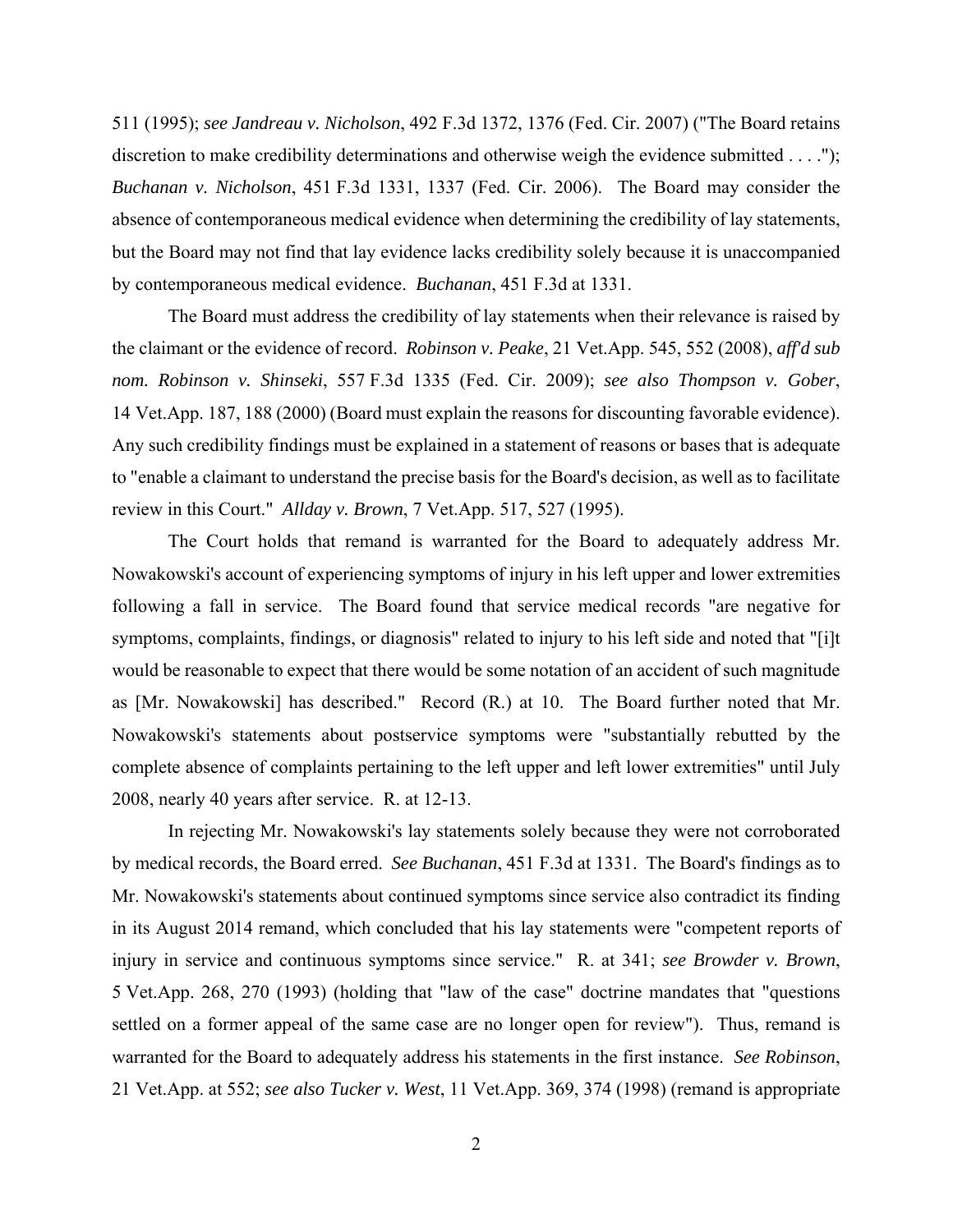511 (1995); *see Jandreau v. Nicholson*, 492 F.3d 1372, 1376 (Fed. Cir. 2007) ("The Board retains discretion to make credibility determinations and otherwise weigh the evidence submitted . . . ."); *Buchanan v. Nicholson*, 451 F.3d 1331, 1337 (Fed. Cir. 2006). The Board may consider the absence of contemporaneous medical evidence when determining the credibility of lay statements, but the Board may not find that lay evidence lacks credibility solely because it is unaccompanied by contemporaneous medical evidence. *Buchanan*, 451 F.3d at 1331.

The Board must address the credibility of lay statements when their relevance is raised by the claimant or the evidence of record. *Robinson v. Peake*, 21 Vet.App. 545, 552 (2008), *aff'd sub nom. Robinson v. Shinseki*, 557 F.3d 1335 (Fed. Cir. 2009); *see also Thompson v. Gober*, 14 Vet.App. 187, 188 (2000) (Board must explain the reasons for discounting favorable evidence). Any such credibility findings must be explained in a statement of reasons or bases that is adequate to "enable a claimant to understand the precise basis for the Board's decision, as well as to facilitate review in this Court." *Allday v. Brown*, 7 Vet.App. 517, 527 (1995).

The Court holds that remand is warranted for the Board to adequately address Mr. Nowakowski's account of experiencing symptoms of injury in his left upper and lower extremities following a fall in service. The Board found that service medical records "are negative for symptoms, complaints, findings, or diagnosis" related to injury to his left side and noted that "[i]t would be reasonable to expect that there would be some notation of an accident of such magnitude as [Mr. Nowakowski] has described." Record (R.) at 10. The Board further noted that Mr. Nowakowski's statements about postservice symptoms were "substantially rebutted by the complete absence of complaints pertaining to the left upper and left lower extremities" until July 2008, nearly 40 years after service. R. at 12-13.

In rejecting Mr. Nowakowski's lay statements solely because they were not corroborated by medical records, the Board erred. *See Buchanan*, 451 F.3d at 1331. The Board's findings as to Mr. Nowakowski's statements about continued symptoms since service also contradict its finding in its August 2014 remand, which concluded that his lay statements were "competent reports of injury in service and continuous symptoms since service." R. at 341; *see Browder v. Brown*, 5 Vet.App. 268, 270 (1993) (holding that "law of the case" doctrine mandates that "questions settled on a former appeal of the same case are no longer open for review"). Thus, remand is warranted for the Board to adequately address his statements in the first instance. *See Robinson*, 21 Vet.App. at 552; *see also Tucker v. West*, 11 Vet.App. 369, 374 (1998) (remand is appropriate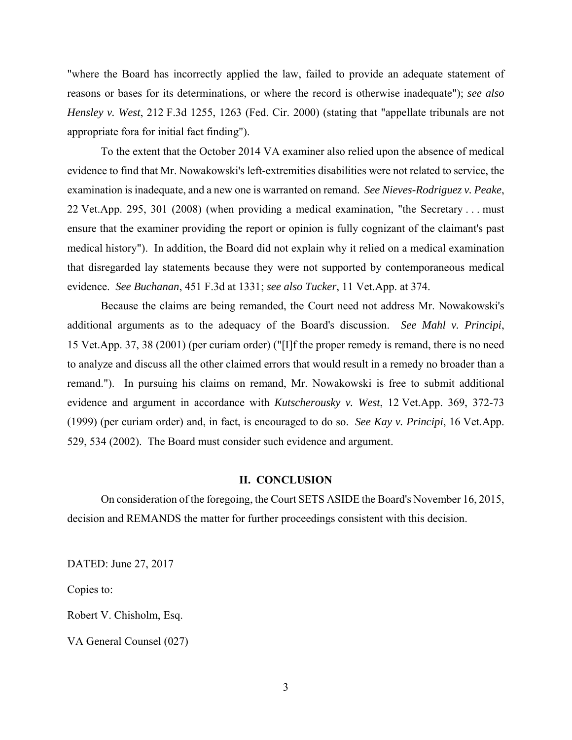"where the Board has incorrectly applied the law, failed to provide an adequate statement of reasons or bases for its determinations, or where the record is otherwise inadequate"); *see also Hensley v. West*, 212 F.3d 1255, 1263 (Fed. Cir. 2000) (stating that "appellate tribunals are not appropriate fora for initial fact finding").

To the extent that the October 2014 VA examiner also relied upon the absence of medical evidence to find that Mr. Nowakowski's left-extremities disabilities were not related to service, the examination is inadequate, and a new one is warranted on remand. *See Nieves-Rodriguez v. Peake*, 22 Vet.App. 295, 301 (2008) (when providing a medical examination, "the Secretary . . . must ensure that the examiner providing the report or opinion is fully cognizant of the claimant's past medical history"). In addition, the Board did not explain why it relied on a medical examination that disregarded lay statements because they were not supported by contemporaneous medical evidence. *See Buchanan*, 451 F.3d at 1331; *see also Tucker*, 11 Vet.App. at 374.

Because the claims are being remanded, the Court need not address Mr. Nowakowski's additional arguments as to the adequacy of the Board's discussion. *See Mahl v. Principi*, 15 Vet.App. 37, 38 (2001) (per curiam order) ("[I]f the proper remedy is remand, there is no need to analyze and discuss all the other claimed errors that would result in a remedy no broader than a remand."). In pursuing his claims on remand, Mr. Nowakowski is free to submit additional evidence and argument in accordance with *Kutscherousky v. West*, 12 Vet.App. 369, 372-73 (1999) (per curiam order) and, in fact, is encouraged to do so. *See Kay v. Principi*, 16 Vet.App. 529, 534 (2002). The Board must consider such evidence and argument.

## II. CONCLUSION

On consideration of the foregoing, the Court SETS ASIDE the Board's November 16, 2015, decision and REMANDS the matter for further proceedings consistent with this decision.

DATED: June 27, 2017

Copies to:

Robert V. Chisholm, Esq.

VA General Counsel (027)